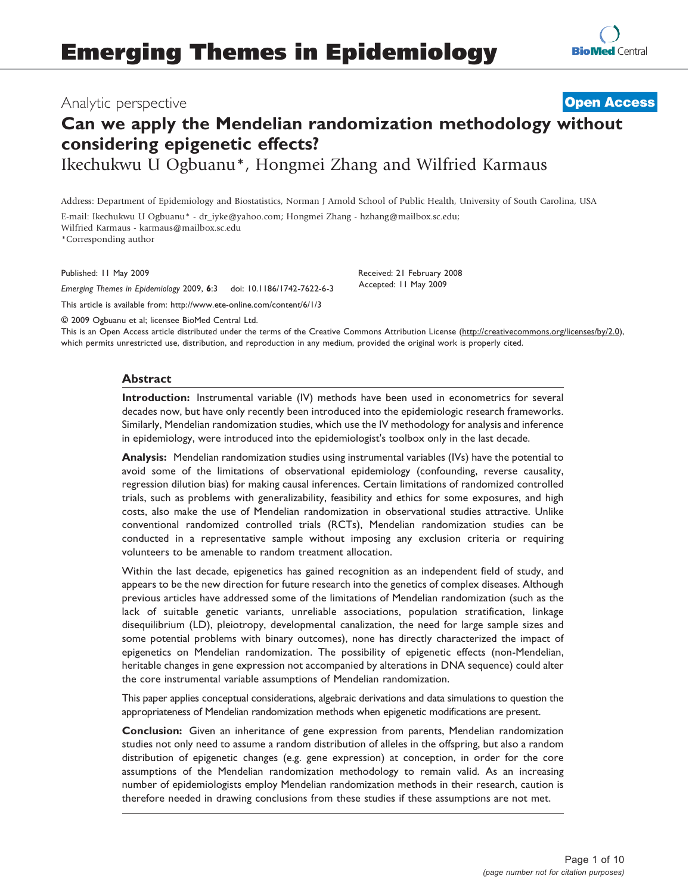# Emerging Themes in Epidemiology

Analytic perspective

**Open Access**

# Can we apply the Mendelian randomization methodology without considering epigenetic effects?

Ikechukwu U Ogbuanu*, Hongmei Zhang and Wilfried Karmaus

Address: Department of Epidemiology and Biostatistics, Norman J Arnold School of Public Health, University of South Carolina, USA

E-mail: Ikechukwu U Ogbuanu* - dr_iyke@yahoo.com; Hongmei Zhang - hzhang@mailbox.sc.edu; Wilfried Karmaus - karmaus@mailbox.sc.edu

*Corresponding author

Published: 11 May 2009

*Emerging Themes in Epidemiology* 2009, **6**:3 doi: 10.1186/1742-7622-6-3

This article is available from: http://www.ete-online.com/content/6/1/3

Received: 21 February 2008
Accepted: 11 May 2009

© 2009 Ogbuanu et al; licensee BioMed Central Ltd.

This is an Open Access article distributed under the terms of the Creative Commons Attribution License (http://creativecommons.org/licenses/by/2.0), which permits unrestricted use, distribution, and reproduction in any medium, provided the original work is properly cited.

## Abstract

**Introduction:** Instrumental variable (IV) methods have been used in econometrics for several decades now, but have only recently been introduced into the epidemiologic research frameworks. Similarly, Mendelian randomization studies, which use the IV methodology for analysis and inference in epidemiology, were introduced into the epidemiologist's toolbox only in the last decade.

**Analysis:** Mendelian randomization studies using instrumental variables (IVs) have the potential to avoid some of the limitations of observational epidemiology (confounding, reverse causality, regression dilution bias) for making causal inferences. Certain limitations of randomized controlled trials, such as problems with generalizability, feasibility and ethics for some exposures, and high costs, also make the use of Mendelian randomization in observational studies attractive. Unlike conventional randomized controlled trials (RCTs), Mendelian randomization studies can be conducted in a representative sample without imposing any exclusion criteria or requiring volunteers to be amenable to random treatment allocation.

Within the last decade, epigenetics has gained recognition as an independent field of study, and appears to be the new direction for future research into the genetics of complex diseases. Although previous articles have addressed some of the limitations of Mendelian randomization (such as the lack of suitable genetic variants, unreliable associations, population stratification, linkage disequilibrium (LD), pleiotropy, developmental canalization, the need for large sample sizes and some potential problems with binary outcomes), none has directly characterized the impact of epigenetics on Mendelian randomization. The possibility of epigenetic effects (non-Mendelian, heritable changes in gene expression not accompanied by alterations in DNA sequence) could alter the core instrumental variable assumptions of Mendelian randomization.

This paper applies conceptual considerations, algebraic derivations and data simulations to question the appropriateness of Mendelian randomization methods when epigenetic modifications are present.

**Conclusion:** Given an inheritance of gene expression from parents, Mendelian randomization studies not only need to assume a random distribution of alleles in the offspring, but also a random distribution of epigenetic changes (e.g. gene expression) at conception, in order for the core assumptions of the Mendelian randomization methodology to remain valid. As an increasing number of epidemiologists employ Mendelian randomization methods in their research, caution is therefore needed in drawing conclusions from these studies if these assumptions are not met.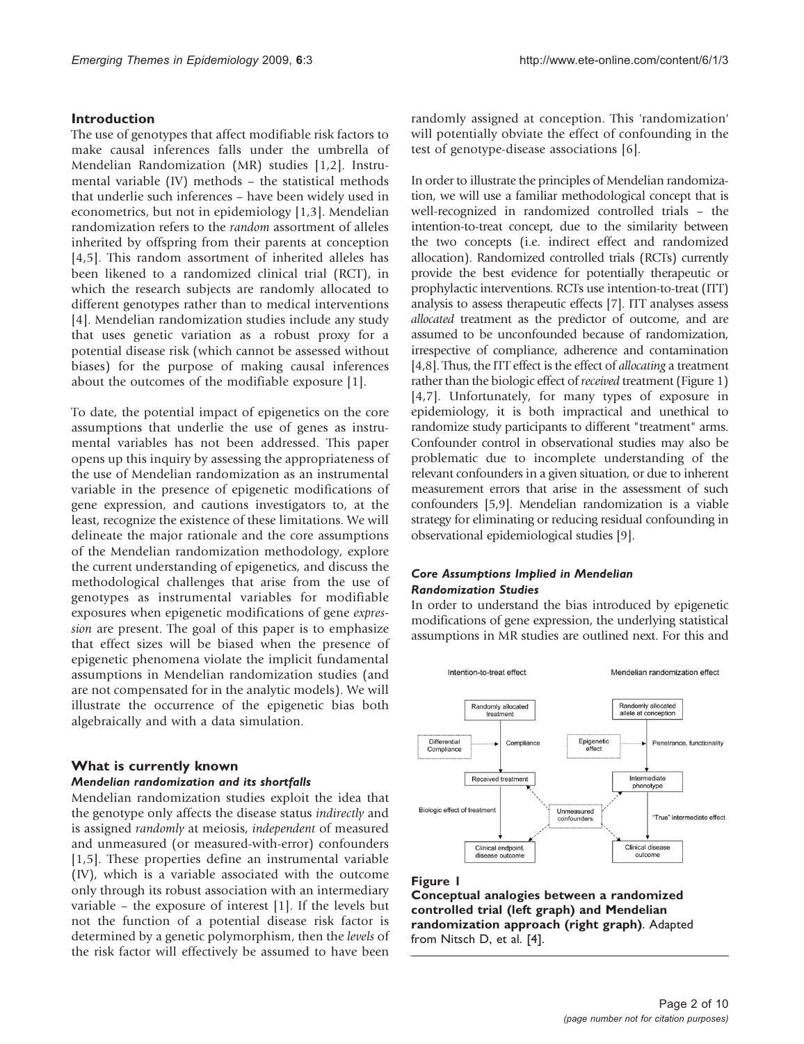## Introduction

The use of genotypes that affect modifiable risk factors to make causal inferences falls under the umbrella of Mendelian Randomization (MR) studies [1,2]. Instrumental variable (IV) methods – the statistical methods that underlie such inferences – have been widely used in econometrics, but not in epidemiology [1,3]. Mendelian randomization refers to the *random* assortment of alleles inherited by offspring from their parents at conception [4,5]. This random assortment of inherited alleles has been likened to a randomized clinical trial (RCT), in which the research subjects are randomly allocated to different genotypes rather than to medical interventions [4]. Mendelian randomization studies include any study that uses genetic variation as a robust proxy for a potential disease risk (which cannot be assessed without biases) for the purpose of making causal inferences about the outcomes of the modifiable exposure [1].

To date, the potential impact of epigenetics on the core assumptions that underlie the use of genes as instrumental variables has not been addressed. This paper opens up this inquiry by assessing the appropriateness of the use of Mendelian randomization as an instrumental variable in the presence of epigenetic modifications of gene expression, and cautions investigators to, at the least, recognize the existence of these limitations. We will delineate the major rationale and the core assumptions of the Mendelian randomization methodology, explore the current understanding of epigenetics, and discuss the methodological challenges that arise from the use of genotypes as instrumental variables for modifiable exposures when epigenetic modifications of gene *expression* are present. The goal of this paper is to emphasize that effect sizes will be biased when the presence of epigenetic phenomena violate the implicit fundamental assumptions in Mendelian randomization studies (and are not compensated for in the analytic models). We will illustrate the occurrence of the epigenetic bias both algebraically and with a data simulation.

## What is currently known

### *Mendelian randomization and its shortfalls*

Mendelian randomization studies exploit the idea that the genotype only affects the disease status *indirectly* and is assigned *randomly* at meiosis, *independent* of measured and unmeasured (or measured-with-error) confounders [1,5]. These properties define an instrumental variable (IV), which is a variable associated with the outcome only through its robust association with an intermediary variable – the exposure of interest [1]. If the levels but not the function of a potential disease risk factor is determined by a genetic polymorphism, then the *levels* of the risk factor will effectively be assumed to have been randomly assigned at conception. This 'randomization' will potentially obviate the effect of confounding in the test of genotype-disease associations [6].

In order to illustrate the principles of Mendelian randomization, we will use a familiar methodological concept that is well-recognized in randomized controlled trials – the intention-to-treat concept, due to the similarity between the two concepts (i.e. indirect effect and randomized allocation). Randomized controlled trials (RCTs) currently provide the best evidence for potentially therapeutic or prophylactic interventions. RCTs use intention-to-treat (ITT) analysis to assess therapeutic effects [7]. ITT analyses assess *allocated* treatment as the predictor of outcome, and are assumed to be unconfounded because of randomization, irrespective of compliance, adherence and contamination [4,8]. Thus, the ITT effect is the effect of *allocating* a treatment rather than the biologic effect of *received* treatment (Figure 1) [4,7]. Unfortunately, for many types of exposure in epidemiology, it is both impractical and unethical to randomize study participants to different "treatment" arms. Confounder control in observational studies may also be problematic due to incomplete understanding of the relevant confounders in a given situation, or due to inherent measurement errors that arise in the assessment of such confounders [5,9]. Mendelian randomization is a viable strategy for eliminating or reducing residual confounding in observational epidemiological studies [9].

### *Core Assumptions Implied in Mendelian Randomization Studies*

In order to understand the bias introduced by epigenetic modifications of gene expression, the underlying statistical assumptions in MR studies are outlined next. For this and

Intention-to-treat effect

Mendelian randomization effect

Randomly allocated treatment

Differential Compliance

Compliance

Received treatment

Biologic effect of treatment

Clinical endpoint, disease outcome

Randomly allocated allele at conception

Epigenetic effect

Penetrance, functionality

Intermediate phenotype

Unmeasured confounders

"True" intermediate effect

Clinical disease outcome

**Figure 1**
**Conceptual analogies between a randomized controlled trial (left graph) and Mendelian randomization approach (right graph)**. Adapted from Nitsch D, et al. [4].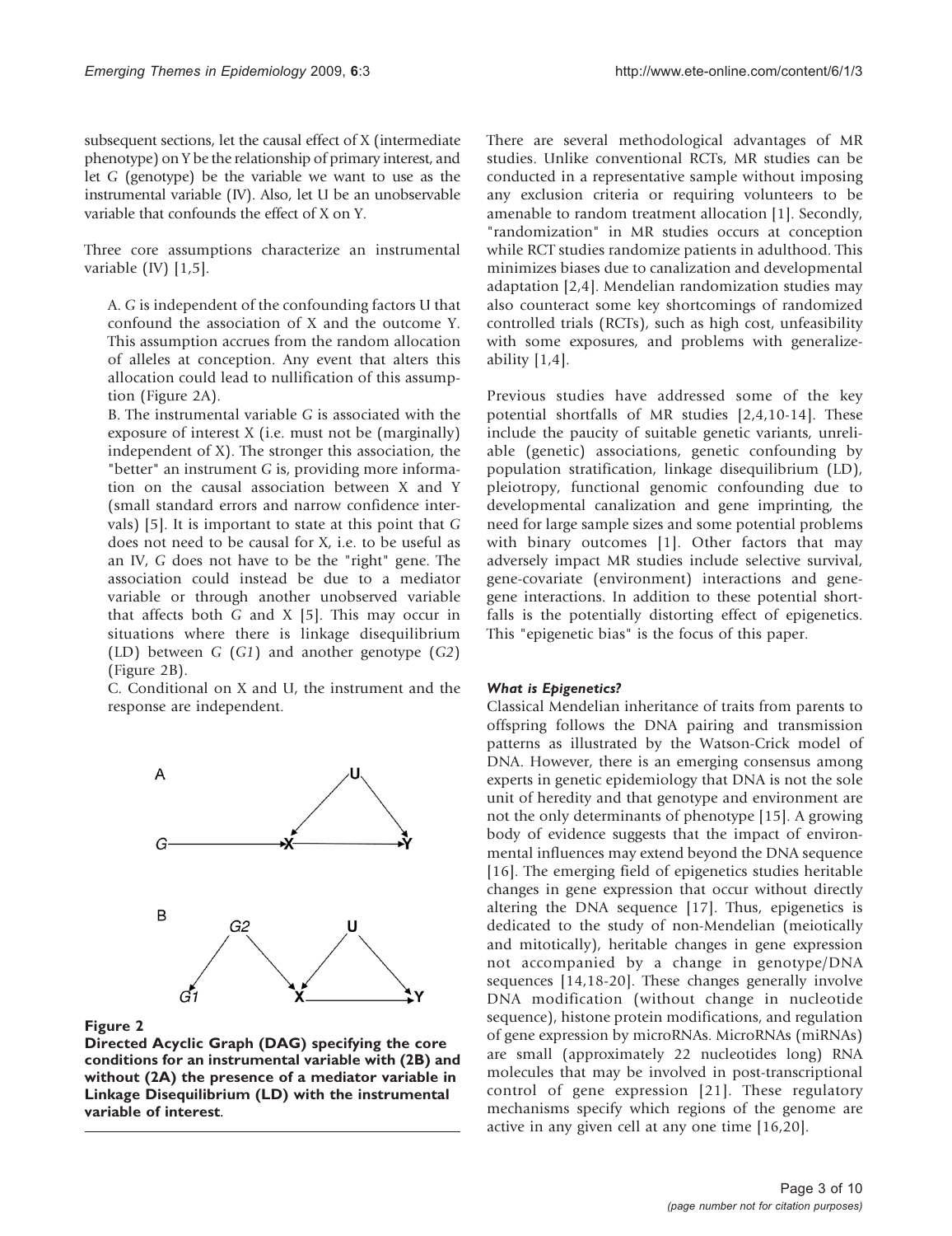subsequent sections, let the causal effect of X (intermediate phenotype) on Y be the relationship of primary interest, and let G (genotype) be the variable we want to use as the instrumental variable (IV). Also, let U be an unobservable variable that confounds the effect of X on Y.

Three core assumptions characterize an instrumental variable (IV) [1,5].

A. *G* is independent of the confounding factors U that confound the association of X and the outcome Y. This assumption accrues from the random allocation of alleles at conception. Any event that alters this allocation could lead to nullification of this assumption (Figure 2A).

B. The instrumental variable *G* is associated with the exposure of interest X (i.e. must not be (marginally) independent of X). The stronger this association, the "better" an instrument *G* is, providing more information on the causal association between X and Y (small standard errors and narrow confidence intervals) [5]. It is important to state at this point that *G* does not need to be causal for X, i.e. to be useful as an IV, *G* does not have to be the "right" gene. The association could instead be due to a mediator variable or through another unobserved variable that affects both *G* and X [5]. This may occur in situations where there is linkage disequilibrium (LD) between *G* (*G1*) and another genotype (*G2*) (Figure 2B).

C. Conditional on X and U, the instrument and the response are independent.

**Figure 2**

**Directed Acyclic Graph (DAG) specifying the core conditions for an instrumental variable with (2B) and without (2A) the presence of a mediator variable in Linkage Disequilibrium (LD) with the instrumental variable of interest.**

There are several methodological advantages of MR studies. Unlike conventional RCTs, MR studies can be conducted in a representative sample without imposing any exclusion criteria or requiring volunteers to be amenable to random treatment allocation [1]. Secondly, "randomization" in MR studies occurs at conception while RCT studies randomize patients in adulthood. This minimizes biases due to canalization and developmental adaptation [2,4]. Mendelian randomization studies may also counteract some key shortcomings of randomized controlled trials (RCTs), such as high cost, unfeasibility with some exposures, and problems with generalizeability [1,4].

Previous studies have addressed some of the key potential shortfalls of MR studies [2,4,10-14]. These include the paucity of suitable genetic variants, unreliable (genetic) associations, genetic confounding by population stratification, linkage disequilibrium (LD), pleiotropy, functional genomic confounding due to developmental canalization and gene imprinting, the need for large sample sizes and some potential problems with binary outcomes [1]. Other factors that may adversely impact MR studies include selective survival, gene-covariate (environment) interactions and gene-gene interactions. In addition to these potential shortfalls is the potentially distorting effect of epigenetics. This "epigenetic bias" is the focus of this paper.

### *What is Epigenetics?*

Classical Mendelian inheritance of traits from parents to offspring follows the DNA pairing and transmission patterns as illustrated by the Watson-Crick model of DNA. However, there is an emerging consensus among experts in genetic epidemiology that DNA is not the sole unit of heredity and that genotype and environment are not the only determinants of phenotype [15]. A growing body of evidence suggests that the impact of environmental influences may extend beyond the DNA sequence [16]. The emerging field of epigenetics studies heritable changes in gene expression that occur without directly altering the DNA sequence [17]. Thus, epigenetics is dedicated to the study of non-Mendelian (meiotically and mitotically), heritable changes in gene expression not accompanied by a change in genotype/DNA sequences [14,18-20]. These changes generally involve DNA modification (without change in nucleotide sequence), histone protein modifications, and regulation of gene expression by microRNAs. MicroRNAs (miRNAs) are small (approximately 22 nucleotides long) RNA molecules that may be involved in post-transcriptional control of gene expression [21]. These regulatory mechanisms specify which regions of the genome are active in any given cell at any one time [16,20].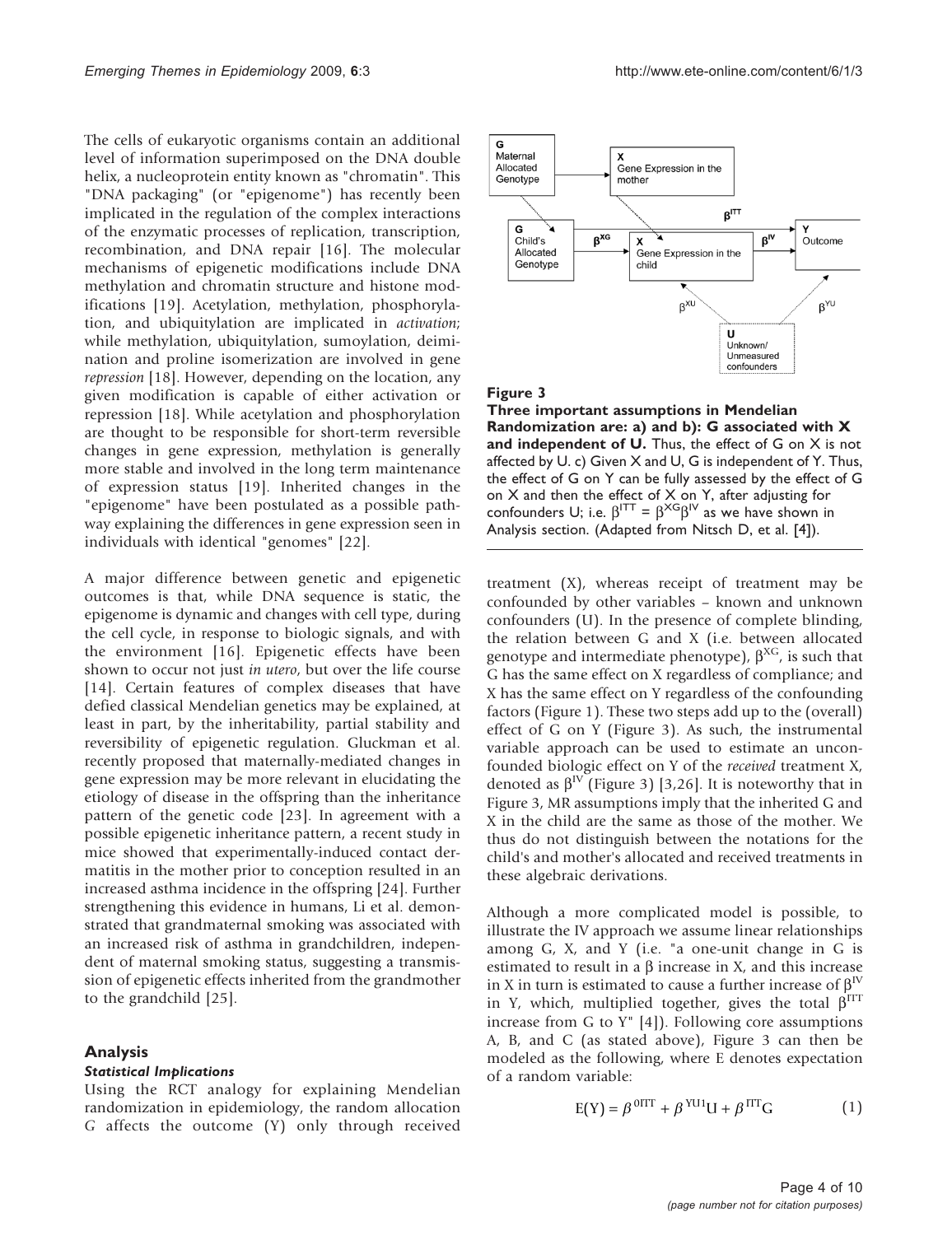The cells of eukaryotic organisms contain an additional level of information superimposed on the DNA double helix, a nucleoprotein entity known as "chromatin". This "DNA packaging" (or "epigenome") has recently been implicated in the regulation of the complex interactions of the enzymatic processes of replication, transcription, recombination, and DNA repair [16]. The molecular mechanisms of epigenetic modifications include DNA methylation and chromatin structure and histone modifications [19]. Acetylation, methylation, phosphorylation, and ubiquitylation are implicated in *activation*; while methylation, ubiquitylation, sumoylation, deimination and proline isomerization are involved in gene *repression* [18]. However, depending on the location, any given modification is capable of either activation or repression [18]. While acetylation and phosphorylation are thought to be responsible for short-term reversible changes in gene expression, methylation is generally more stable and involved in the long term maintenance of expression status [19]. Inherited changes in the "epigenome" have been postulated as a possible pathway explaining the differences in gene expression seen in individuals with identical "genomes" [22].

A major difference between genetic and epigenetic outcomes is that, while DNA sequence is static, the epigenome is dynamic and changes with cell type, during the cell cycle, in response to biologic signals, and with the environment [16]. Epigenetic effects have been shown to occur not just *in utero*, but over the life course [14]. Certain features of complex diseases that have defied classical Mendelian genetics may be explained, at least in part, by the inheritability, partial stability and reversibility of epigenetic regulation. Gluckman et al. recently proposed that maternally-mediated changes in gene expression may be more relevant in elucidating the etiology of disease in the offspring than the inheritance pattern of the genetic code [23]. In agreement with a possible epigenetic inheritance pattern, a recent study in mice showed that experimentally-induced contact dermatitis in the mother prior to conception resulted in an increased asthma incidence in the offspring [24]. Further strengthening this evidence in humans, Li et al. demonstrated that grandmaternal smoking was associated with an increased risk of asthma in grandchildren, independent of maternal smoking status, suggesting a transmission of epigenetic effects inherited from the grandmother to the grandchild [25].

**Figure 3**

**Three important assumptions in Mendelian Randomization are: a) and b): G associated with X and independent of U.** Thus, the effect of G on X is not affected by U. c) Given X and U, G is independent of Y. Thus, the effect of G on Y can be fully assessed by the effect of G on X and then the effect of X on Y, after adjusting for confounders U; i.e. $\beta^{ITT} = \beta^{XG}\beta^{IV}$ as we have shown in Analysis section. (Adapted from Nitsch D, et al. [4]).

## Analysis

### *Statistical Implications*

Using the RCT analogy for explaining Mendelian randomization in epidemiology, the random allocation G affects the outcome (Y) only through received treatment (X), whereas receipt of treatment may be confounded by other variables – known and unknown confounders (U). In the presence of complete blinding, the relation between G and X (i.e. between allocated genotype and intermediate phenotype), $\beta^{XG}$, is such that G has the same effect on X regardless of compliance; and X has the same effect on Y regardless of the confounding factors (Figure 1). These two steps add up to the (overall) effect of G on Y (Figure 3). As such, the instrumental variable approach can be used to estimate an unconfounded biologic effect on Y of the *received* treatment X, denoted as $\beta^{IV}$ (Figure 3) [3,26]. It is noteworthy that in Figure 3, MR assumptions imply that the inherited G and X in the child are the same as those of the mother. We thus do not distinguish between the notations for the child's and mother's allocated and received treatments in these algebraic derivations.

Although a more complicated model is possible, to illustrate the IV approach we assume linear relationships among G, X, and Y (i.e. "a one-unit change in G is estimated to result in a $\beta$ increase in X, and this increase in X in turn is estimated to cause a further increase of $\beta^{IV}$ in Y, which, multiplied together, gives the total $\beta^{ITT}$ increase from G to Y" [4]). Following core assumptions A, B, and C (as stated above), Figure 3 can then be modeled as the following, where E denotes expectation of a random variable:

$$E(Y) = \beta^{0ITT} + \beta^{YU1}U + \beta^{ITT}G \tag{1}$$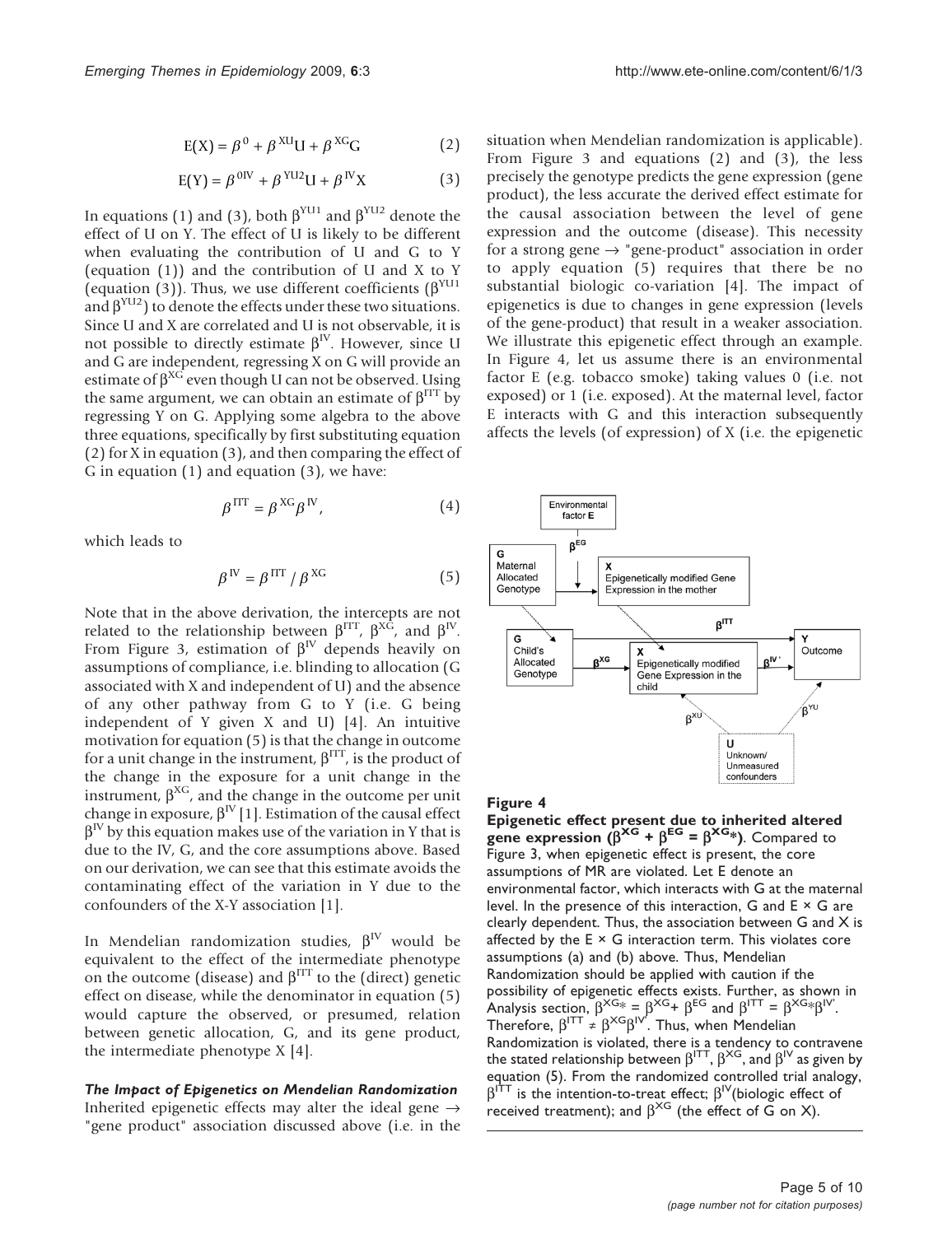$$E(X) = \beta^{0} + \beta^{XU}U + \beta^{XG}G \tag{2}$$

$$E(Y) = \beta^{0IV} + \beta^{YU2}U + \beta^{IV}X \tag{3}$$

In equations (1) and (3), both $\beta^{YU1}$ and $\beta^{YU2}$ denote the effect of U on Y. The effect of U is likely to be different when evaluating the contribution of U and G to Y (equation (1)) and the contribution of U and X to Y (equation (3)). Thus, we use different coefficients ($\beta^{YU1}$ and $\beta^{YU2}$) to denote the effects under these two situations. Since U and X are correlated and U is not observable, it is not possible to directly estimate $\beta^{IV}$. However, since U and G are independent, regressing X on G will provide an estimate of $\beta^{XG}$ even though U can not be observed. Using the same argument, we can obtain an estimate of $\beta^{ITT}$ by regressing Y on G. Applying some algebra to the above three equations, specifically by first substituting equation (2) for X in equation (3), and then comparing the effect of G in equation (1) and equation (3), we have:

$$\beta^{ITT} = \beta^{XG}\beta^{IV}, \tag{4}$$

which leads to

$$\beta^{IV} = \beta^{ITT} / \beta^{XG} \tag{5}$$

Note that in the above derivation, the intercepts are not related to the relationship between $\beta^{ITT}$, $\beta^{XG}$, and $\beta^{IV}$. From Figure 3, estimation of $\beta^{IV}$ depends heavily on assumptions of compliance, i.e. blinding to allocation (G associated with X and independent of U) and the absence of any other pathway from G to Y (i.e. G being independent of Y given X and U) [4]. An intuitive motivation for equation (5) is that the change in outcome for a unit change in the instrument, $\beta^{ITT}$, is the product of the change in the exposure for a unit change in the instrument, $\beta^{XG}$, and the change in the outcome per unit change in exposure, $\beta^{IV}$ [1]. Estimation of the causal effect $\beta^{IV}$ by this equation makes use of the variation in Y that is due to the IV, G, and the core assumptions above. Based on our derivation, we can see that this estimate avoids the contaminating effect of the variation in Y due to the confounders of the X-Y association [1].

In Mendelian randomization studies, $\beta^{IV}$ would be equivalent to the effect of the intermediate phenotype on the outcome (disease) and $\beta^{ITT}$ to the (direct) genetic effect on disease, while the denominator in equation (5) would capture the observed, or presumed, relation between genetic allocation, G, and its gene product, the intermediate phenotype X [4].

***The Impact of Epigenetics on Mendelian Randomization***

Inherited epigenetic effects may alter the ideal gene → "gene product" association discussed above (i.e. in the situation when Mendelian randomization is applicable). From Figure 3 and equations (2) and (3), the less precisely the genotype predicts the gene expression (gene product), the less accurate the derived effect estimate for the causal association between the level of gene expression and the outcome (disease). This necessity for a strong gene → "gene-product" association in order to apply equation (5) requires that there be no substantial biologic co-variation [4]. The impact of epigenetics is due to changes in gene expression (levels of the gene-product) that result in a weaker association. We illustrate this epigenetic effect through an example. In Figure 4, let us assume there is an environmental factor E (e.g. tobacco smoke) taking values 0 (i.e. not exposed) or 1 (i.e. exposed). At the maternal level, factor E interacts with G and this interaction subsequently affects the levels (of expression) of X (i.e. the epigenetic

**Figure 4**

**Epigenetic effect present due to inherited altered gene expression ($\beta^{XG} + \beta^{EG} = \beta^{XG*}$)**. Compared to Figure 3, when epigenetic effect is present, the core assumptions of MR are violated. Let E denote an environmental factor, which interacts with G at the maternal level. In the presence of this interaction, G and E × G are clearly dependent. Thus, the association between G and X is affected by the E × G interaction term. This violates core assumptions (a) and (b) above. Thus, Mendelian Randomization should be applied with caution if the possibility of epigenetic effects exists. Further, as shown in Analysis section, $\beta^{XG*} = \beta^{XG} + \beta^{EG}$ and $\beta^{ITT} = \beta^{XG*}\beta^{IV'}$. Therefore, $\beta^{ITT} \neq \beta^{XG}\beta^{IV'}$. Thus, when Mendelian Randomization is violated, there is a tendency to contravene the stated relationship between $\beta^{ITT}$, $\beta^{XG}$, and $\beta^{IV}$ as given by equation (5). From the randomized controlled trial analogy, $\beta^{ITT}$ is the intention-to-treat effect; $\beta^{IV}$(biologic effect of received treatment); and $\beta^{XG}$ (the effect of G on X).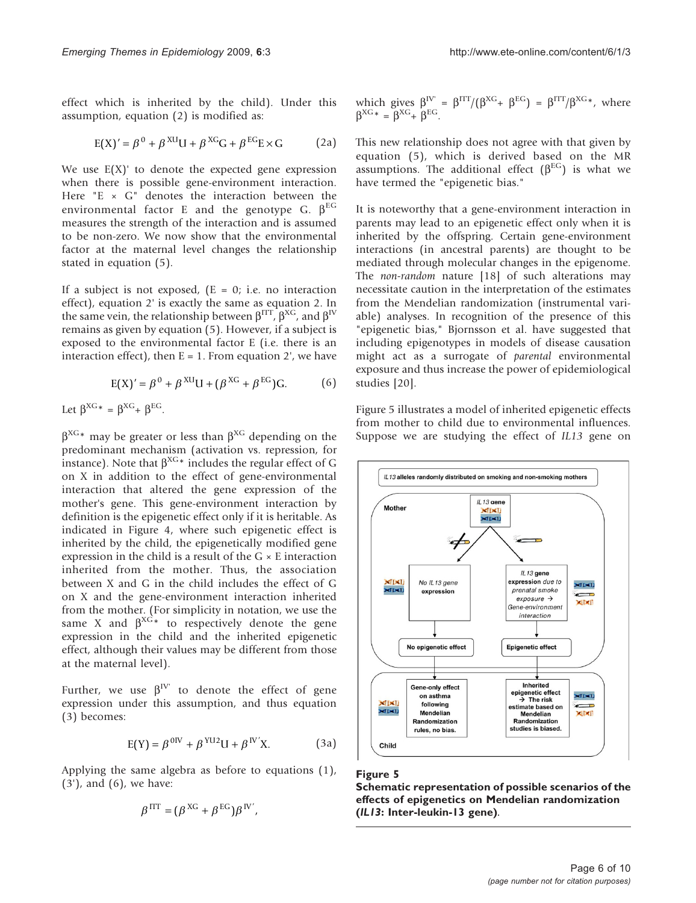effect which is inherited by the child). Under this assumption, equation (2) is modified as:

$$E(X)' = \beta^0 + \beta^{XU}U + \beta^{XG}G + \beta^{EG}E \times G \qquad (2a)$$

We use E(X)' to denote the expected gene expression when there is possible gene-environment interaction. Here "E × G" denotes the interaction between the environmental factor E and the genotype G. $\beta^{EG}$ measures the strength of the interaction and is assumed to be non-zero. We now show that the environmental factor at the maternal level changes the relationship stated in equation (5).

If a subject is not exposed, (E = 0; i.e. no interaction effect), equation 2' is exactly the same as equation 2. In the same vein, the relationship between $\beta^{ITT}$, $\beta^{XG}$, and $\beta^{IV}$ remains as given by equation (5). However, if a subject is exposed to the environmental factor E (i.e. there is an interaction effect), then E = 1. From equation 2', we have

$$E(X)' = \beta^0 + \beta^{XU}U + (\beta^{XG} + \beta^{EG})G. \qquad (6)$$

Let $\beta^{XG*} = \beta^{XG} + \beta^{EG}$.

$\beta^{XG*}$ may be greater or less than $\beta^{XG}$ depending on the predominant mechanism (activation vs. repression, for instance). Note that $\beta^{XG*}$ includes the regular effect of G on X in addition to the effect of gene-environmental interaction that altered the gene expression of the mother's gene. This gene-environment interaction by definition is the epigenetic effect only if it is heritable. As indicated in Figure 4, where such epigenetic effect is inherited by the child, the epigenetically modified gene expression in the child is a result of the G × E interaction inherited from the mother. Thus, the association between X and G in the child includes the effect of G on X and the gene-environment interaction inherited from the mother. (For simplicity in notation, we use the same X and $\beta^{XG*}$ to respectively denote the gene expression in the child and the inherited epigenetic effect, although their values may be different from those at the maternal level).

Further, we use $\beta^{IV'}$ to denote the effect of gene expression under this assumption, and thus equation (3) becomes:

$$E(Y) = \beta^{0IV} + \beta^{YU2}U + \beta^{IV'}X. \qquad (3a)$$

Applying the same algebra as before to equations (1), (3'), and (6), we have:

$$\beta^{ITT} = (\beta^{XG} + \beta^{EG})\beta^{IV'},$$

which gives $\beta^{IV'} = \beta^{ITT}/(\beta^{XG} + \beta^{EG}) = \beta^{ITT}/\beta^{XG*}$, where $\beta^{XG*} = \beta^{XG} + \beta^{EG}$.

This new relationship does not agree with that given by equation (5), which is derived based on the MR assumptions. The additional effect ($\beta^{EG}$) is what we have termed the "epigenetic bias."

It is noteworthy that a gene-environment interaction in parents may lead to an epigenetic effect only when it is inherited by the offspring. Certain gene-environment interactions (in ancestral parents) are thought to be mediated through molecular changes in the epigenome. The *non-random* nature [18] of such alterations may necessitate caution in the interpretation of the estimates from the Mendelian randomization (instrumental variable) analyses. In recognition of the presence of this "epigenetic bias," Bjornsson et al. have suggested that including epigenotypes in models of disease causation might act as a surrogate of *parental* environmental exposure and thus increase the power of epidemiological studies [20].

Figure 5 illustrates a model of inherited epigenetic effects from mother to child due to environmental influences. Suppose we are studying the effect of *IL13* gene on

**Figure 5**
**Schematic representation of possible scenarios of the effects of epigenetics on Mendelian randomization (*IL13*: Inter-leukin-13 gene).**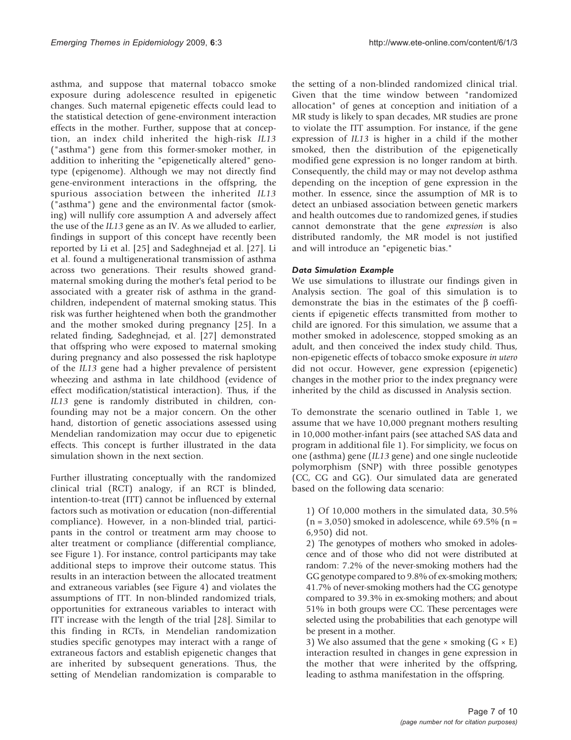asthma, and suppose that maternal tobacco smoke exposure during adolescence resulted in epigenetic changes. Such maternal epigenetic effects could lead to the statistical detection of gene-environment interaction effects in the mother. Further, suppose that at conception, an index child inherited the high-risk *IL13* ("asthma") gene from this former-smoker mother, in addition to inheriting the "epigenetically altered" genotype (epigenome). Although we may not directly find gene-environment interactions in the offspring, the spurious association between the inherited *IL13* ("asthma") gene and the environmental factor (smoking) will nullify core assumption A and adversely affect the use of the *IL13* gene as an IV. As we alluded to earlier, findings in support of this concept have recently been reported by Li et al. [25] and Sadeghnejad et al. [27]. Li et al. found a multigenerational transmission of asthma across two generations. Their results showed grandmaternal smoking during the mother's fetal period to be associated with a greater risk of asthma in the grandchildren, independent of maternal smoking status. This risk was further heightened when both the grandmother and the mother smoked during pregnancy [25]. In a related finding, Sadeghnejad, et al. [27] demonstrated that offspring who were exposed to maternal smoking during pregnancy and also possessed the risk haplotype of the *IL13* gene had a higher prevalence of persistent wheezing and asthma in late childhood (evidence of effect modification/statistical interaction). Thus, if the *IL13* gene is randomly distributed in children, confounding may not be a major concern. On the other hand, distortion of genetic associations assessed using Mendelian randomization may occur due to epigenetic effects. This concept is further illustrated in the data simulation shown in the next section.

Further illustrating conceptually with the randomized clinical trial (RCT) analogy, if an RCT is blinded, intention-to-treat (ITT) cannot be influenced by external factors such as motivation or education (non-differential compliance). However, in a non-blinded trial, participants in the control or treatment arm may choose to alter treatment or compliance (differential compliance, see Figure 1). For instance, control participants may take additional steps to improve their outcome status. This results in an interaction between the allocated treatment and extraneous variables (see Figure 4) and violates the assumptions of ITT. In non-blinded randomized trials, opportunities for extraneous variables to interact with ITT increase with the length of the trial [28]. Similar to this finding in RCTs, in Mendelian randomization studies specific genotypes may interact with a range of extraneous factors and establish epigenetic changes that are inherited by subsequent generations. Thus, the setting of Mendelian randomization is comparable to the setting of a non-blinded randomized clinical trial. Given that the time window between "randomized allocation" of genes at conception and initiation of a MR study is likely to span decades, MR studies are prone to violate the ITT assumption. For instance, if the gene expression of *IL13* is higher in a child if the mother smoked, then the distribution of the epigenetically modified gene expression is no longer random at birth. Consequently, the child may or may not develop asthma depending on the inception of gene expression in the mother. In essence, since the assumption of MR is to detect an unbiased association between genetic markers and health outcomes due to randomized genes, if studies cannot demonstrate that the gene *expression* is also distributed randomly, the MR model is not justified and will introduce an "epigenetic bias."

#### *Data Simulation Example*

We use simulations to illustrate our findings given in Analysis section. The goal of this simulation is to demonstrate the bias in the estimates of the $\beta$ coefficients if epigenetic effects transmitted from mother to child are ignored. For this simulation, we assume that a mother smoked in adolescence, stopped smoking as an adult, and then conceived the index study child. Thus, non-epigenetic effects of tobacco smoke exposure *in utero* did not occur. However, gene expression (epigenetic) changes in the mother prior to the index pregnancy were inherited by the child as discussed in Analysis section.

To demonstrate the scenario outlined in Table 1, we assume that we have 10,000 pregnant mothers resulting in 10,000 mother-infant pairs (see attached SAS data and program in additional file 1). For simplicity, we focus on one (asthma) gene (*IL13* gene) and one single nucleotide polymorphism (SNP) with three possible genotypes (CC, CG and GG). Our simulated data are generated based on the following data scenario:

1) Of 10,000 mothers in the simulated data, 30.5% (n = 3,050) smoked in adolescence, while 69.5% (n = 6,950) did not.

2) The genotypes of mothers who smoked in adolescence and of those who did not were distributed at random: 7.2% of the never-smoking mothers had the GG genotype compared to 9.8% of ex-smoking mothers; 41.7% of never-smoking mothers had the CG genotype compared to 39.3% in ex-smoking mothers; and about 51% in both groups were CC. These percentages were selected using the probabilities that each genotype will be present in a mother.

3) We also assumed that the gene × smoking (G × E) interaction resulted in changes in gene expression in the mother that were inherited by the offspring, leading to asthma manifestation in the offspring.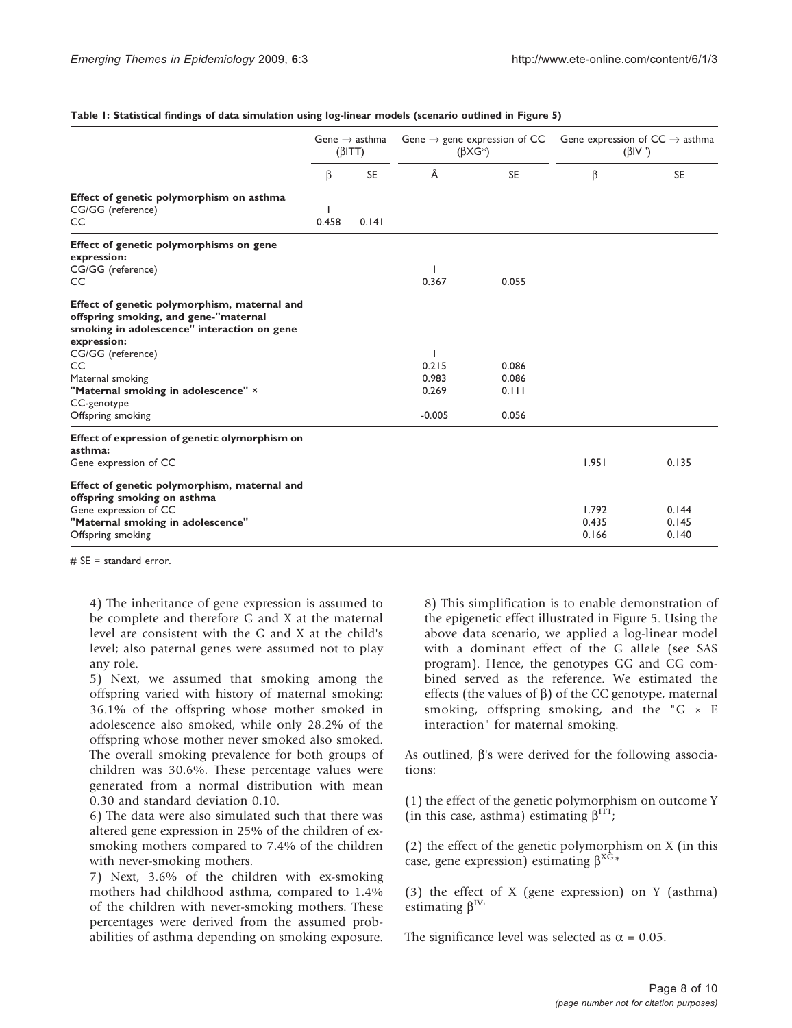**Table 1: Statistical findings of data simulation using log-linear models (scenario outlined in Figure 5)**

| | Gene → asthma ($\beta$ITT) | | Gene → gene expression of CC ($\beta$XG*) | | Gene expression of CC → asthma ($\beta$IV ') | |
|---|---|---|---|---|---|---|
| | $\beta$ | SE | Â | SE | $\beta$ | SE |
| **Effect of genetic polymorphism on asthma** | | | | | | |
| CG/GG (reference) | 1 | | | | | |
| CC | 0.458 | 0.141 | | | | |
| **Effect of genetic polymorphisms on gene expression:** | | | | | | |
| CG/GG (reference) | | | 1 | | | |
| CC | | | 0.367 | 0.055 | | |
| **Effect of genetic polymorphism, maternal and offspring smoking, and gene-"maternal smoking in adolescence" interaction on gene expression:** | | | | | | |
| CG/GG (reference) | | | 1 | | | |
| CC | | | 0.215 | 0.086 | | |
| Maternal smoking | | | 0.983 | 0.086 | | |
| **"Maternal smoking in adolescence"** × CC-genotype | | | 0.269 | 0.111 | | |
| Offspring smoking | | | -0.005 | 0.056 | | |
| **Effect of expression of genetic olymorphism on asthma:** | | | | | | |
| Gene expression of CC | | | | | 1.951 | 0.135 |
| **Effect of genetic polymorphism, maternal and offspring smoking on asthma** | | | | | | |
| Gene expression of CC | | | | | 1.792 | 0.144 |
| **"Maternal smoking in adolescence"** | | | | | 0.435 | 0.145 |
| Offspring smoking | | | | | 0.166 | 0.140 |

# SE = standard error.

4) The inheritance of gene expression is assumed to be complete and therefore G and X at the maternal level are consistent with the G and X at the child's level; also paternal genes were assumed not to play any role.

5) Next, we assumed that smoking among the offspring varied with history of maternal smoking: 36.1% of the offspring whose mother smoked in adolescence also smoked, while only 28.2% of the offspring whose mother never smoked also smoked. The overall smoking prevalence for both groups of children was 30.6%. These percentage values were generated from a normal distribution with mean 0.30 and standard deviation 0.10.

6) The data were also simulated such that there was altered gene expression in 25% of the children of ex-smoking mothers compared to 7.4% of the children with never-smoking mothers.

7) Next, 3.6% of the children with ex-smoking mothers had childhood asthma, compared to 1.4% of the children with never-smoking mothers. These percentages were derived from the assumed probabilities of asthma depending on smoking exposure.

8) This simplification is to enable demonstration of the epigenetic effect illustrated in Figure 5. Using the above data scenario, we applied a log-linear model with a dominant effect of the G allele (see SAS program). Hence, the genotypes GG and CG combined served as the reference. We estimated the effects (the values of $\beta$) of the CC genotype, maternal smoking, offspring smoking, and the "G × E interaction" for maternal smoking.

As outlined, $\beta$'s were derived for the following associations:

(1) the effect of the genetic polymorphism on outcome Y (in this case, asthma) estimating $\beta^{ITT}$;

(2) the effect of the genetic polymorphism on X (in this case, gene expression) estimating $\beta^{XG*}$

(3) the effect of X (gene expression) on Y (asthma) estimating $\beta^{IV'}$

The significance level was selected as $\alpha = 0.05$.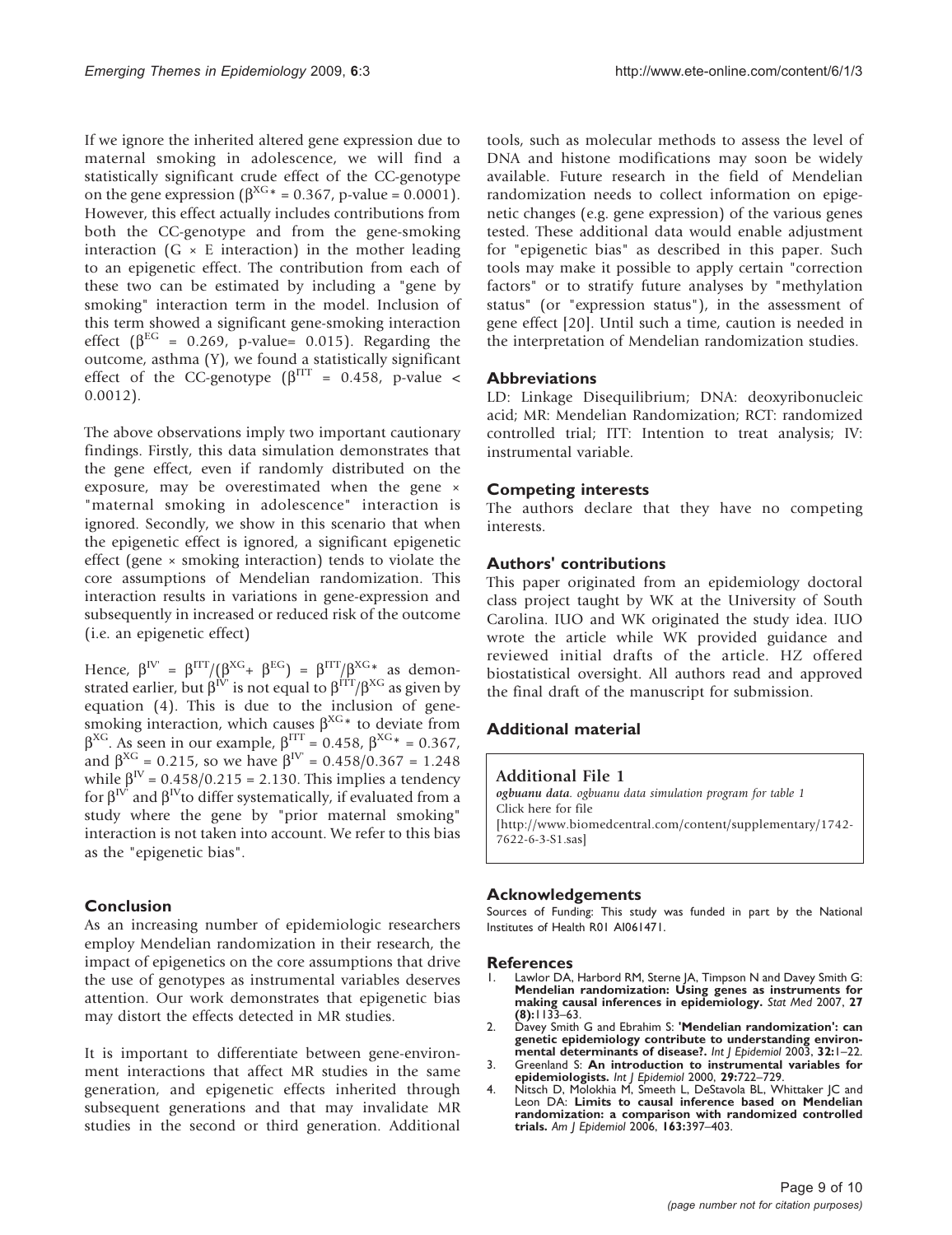If we ignore the inherited altered gene expression due to maternal smoking in adolescence, we will find a statistically significant crude effect of the CC-genotype on the gene expression ($\beta^{XG*} = 0.367$, p-value = 0.0001). However, this effect actually includes contributions from both the CC-genotype and from the gene-smoking interaction (G × E interaction) in the mother leading to an epigenetic effect. The contribution from each of these two can be estimated by including a "gene by smoking" interaction term in the model. Inclusion of this term showed a significant gene-smoking interaction effect ($\beta^{EG} = 0.269$, p-value= 0.015). Regarding the outcome, asthma (Y), we found a statistically significant effect of the CC-genotype ($\beta^{ITT} = 0.458$, p-value < 0.0012).

The above observations imply two important cautionary findings. Firstly, this data simulation demonstrates that the gene effect, even if randomly distributed on the exposure, may be overestimated when the gene × "maternal smoking in adolescence" interaction is ignored. Secondly, we show in this scenario that when the epigenetic effect is ignored, a significant epigenetic effect (gene × smoking interaction) tends to violate the core assumptions of Mendelian randomization. This interaction results in variations in gene-expression and subsequently in increased or reduced risk of the outcome (i.e. an epigenetic effect)

Hence, $\beta^{IV'} = \beta^{ITT}/(\beta^{XG} + \beta^{EG}) = \beta^{ITT}/\beta^{XG*}$ as demonstrated earlier, but $\beta^{IV'}$ is not equal to $\beta^{ITT}/\beta^{XG}$ as given by equation (4). This is due to the inclusion of gene-smoking interaction, which causes $\beta^{XG*}$ to deviate from $\beta^{XG}$. As seen in our example, $\beta^{ITT} = 0.458$, $\beta^{XG*} = 0.367$, and $\beta^{XG} = 0.215$, so we have $\beta^{IV'} = 0.458/0.367 = 1.248$ while $\beta^{IV} = 0.458/0.215 = 2.130$. This implies a tendency for $\beta^{IV'}$ and $\beta^{IV}$ to differ systematically, if evaluated from a study where the gene by "prior maternal smoking" interaction is not taken into account. We refer to this bias as the "epigenetic bias".

## Conclusion

As an increasing number of epidemiologic researchers employ Mendelian randomization in their research, the impact of epigenetics on the core assumptions that drive the use of genotypes as instrumental variables deserves attention. Our work demonstrates that epigenetic bias may distort the effects detected in MR studies.

It is important to differentiate between gene-environment interactions that affect MR studies in the same generation, and epigenetic effects inherited through subsequent generations and that may invalidate MR studies in the second or third generation. Additional tools, such as molecular methods to assess the level of DNA and histone modifications may soon be widely available. Future research in the field of Mendelian randomization needs to collect information on epigenetic changes (e.g. gene expression) of the various genes tested. These additional data would enable adjustment for "epigenetic bias" as described in this paper. Such tools may make it possible to apply certain "correction factors" or to stratify future analyses by "methylation status" (or "expression status"), in the assessment of gene effect [20]. Until such a time, caution is needed in the interpretation of Mendelian randomization studies.

## Abbreviations

LD: Linkage Disequilibrium; DNA: deoxyribonucleic acid; MR: Mendelian Randomization; RCT: randomized controlled trial; ITT: Intention to treat analysis; IV: instrumental variable.

## Competing interests

The authors declare that they have no competing interests.

## Authors' contributions

This paper originated from an epidemiology doctoral class project taught by WK at the University of South Carolina. IUO and WK originated the study idea. IUO wrote the article while WK provided guidance and reviewed initial drafts of the article. HZ offered biostatistical oversight. All authors read and approved the final draft of the manuscript for submission.

## Additional material

**Additional File 1**
***ogbuanu data**. ogbuanu data simulation program for table 1*
Click here for file
[http://www.biomedcentral.com/content/supplementary/1742-7622-6-3-S1.sas]

## Acknowledgements

Sources of Funding: This study was funded in part by the National Institutes of Health R01 AI061471.

## References

1. Lawlor DA, Harbord RM, Sterne JA, Timpson N and Davey Smith G: **Mendelian randomization: Using genes as instruments for making causal inferences in epidemiology.** *Stat Med* 2007, **27 (8):**1133–63.
2. Davey Smith G and Ebrahim S: **'Mendelian randomization': can genetic epidemiology contribute to understanding environmental determinants of disease?.** *Int J Epidemiol* 2003, **32:**1–22.
3. Greenland S: **An introduction to instrumental variables for epidemiologists.** *Int J Epidemiol* 2000, **29:**722–729.
4. Nitsch D, Molokhia M, Smeeth L, DeStavola BL, Whittaker JC and Leon DA: **Limits to causal inference based on Mendelian randomization: a comparison with randomized controlled trials.** *Am J Epidemiol* 2006, **163:**397–403.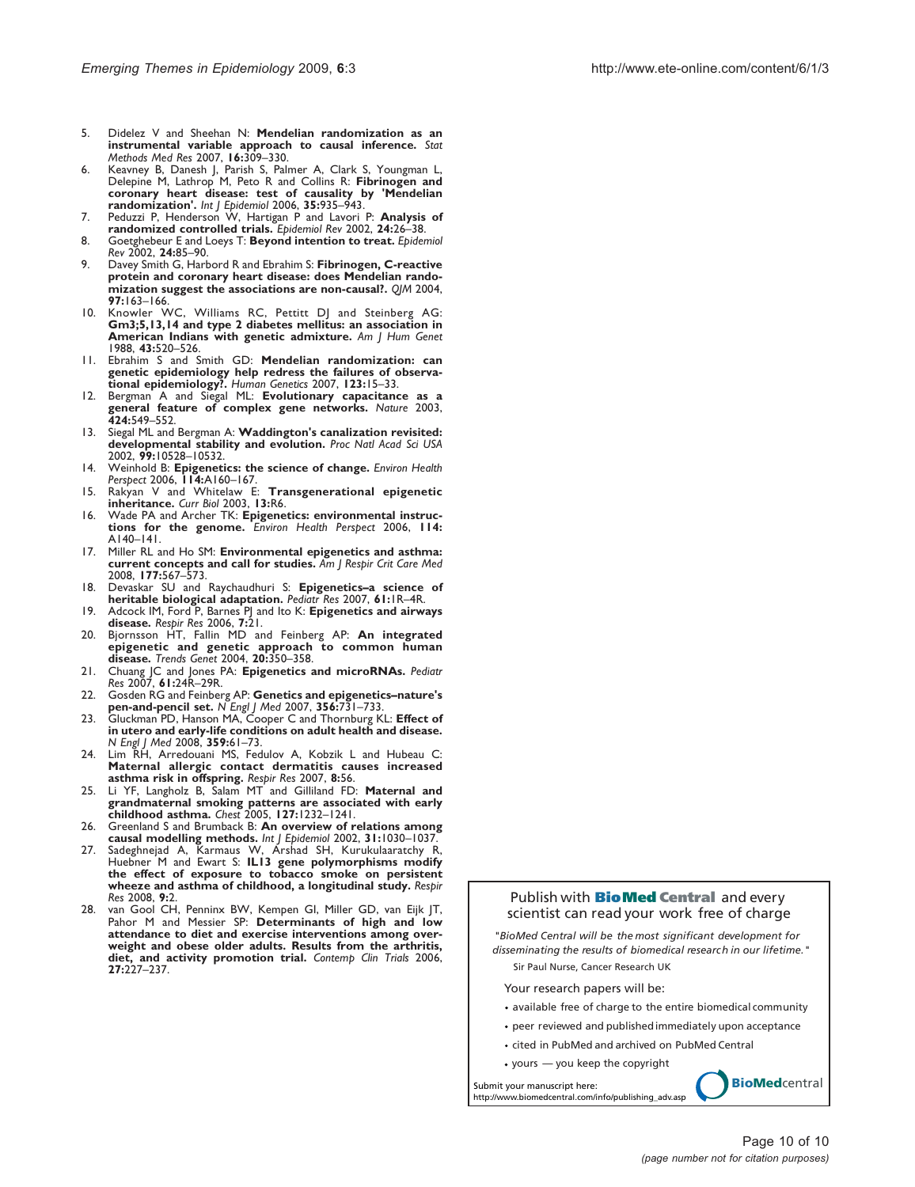5. Didelez V and Sheehan N: **Mendelian randomization as an instrumental variable approach to causal inference.** *Stat Methods Med Res* 2007, **16:**309–330.
6. Keavney B, Danesh J, Parish S, Palmer A, Clark S, Youngman L, Delepine M, Lathrop M, Peto R and Collins R: **Fibrinogen and coronary heart disease: test of causality by 'Mendelian randomization'.** *Int J Epidemiol* 2006, **35:**935–943.
7. Peduzzi P, Henderson W, Hartigan P and Lavori P: **Analysis of randomized controlled trials.** *Epidemiol Rev* 2002, **24:**26–38.
8. Goetghebeur E and Loeys T: **Beyond intention to treat.** *Epidemiol Rev* 2002, **24:**85–90.
9. Davey Smith G, Harbord R and Ebrahim S: **Fibrinogen, C-reactive protein and coronary heart disease: does Mendelian randomization suggest the associations are non-causal?.** *QJM* 2004, **97:**163–166.
10. Knowler WC, Williams RC, Pettitt DJ and Steinberg AG: **Gm3;5,13,14 and type 2 diabetes mellitus: an association in American Indians with genetic admixture.** *Am J Hum Genet* 1988, **43:**520–526.
11. Ebrahim S and Smith GD: **Mendelian randomization: can genetic epidemiology help redress the failures of observational epidemiology?.** *Human Genetics* 2007, **123:**15–33.
12. Bergman A and Siegal ML: **Evolutionary capacitance as a general feature of complex gene networks.** *Nature* 2003, **424:**549–552.
13. Siegal ML and Bergman A: **Waddington's canalization revisited: developmental stability and evolution.** *Proc Natl Acad Sci USA* 2002, **99:**10528–10532.
14. Weinhold B: **Epigenetics: the science of change.** *Environ Health Perspect* 2006, **114:**A160–167.
15. Rakyan V and Whitelaw E: **Transgenerational epigenetic inheritance.** *Curr Biol* 2003, **13:**R6.
16. Wade PA and Archer TK: **Epigenetics: environmental instructions for the genome.** *Environ Health Perspect* 2006, **114:** A140–141.
17. Miller RL and Ho SM: **Environmental epigenetics and asthma: current concepts and call for studies.** *Am J Respir Crit Care Med* 2008, **177:**567–573.
18. Devaskar SU and Raychaudhuri S: **Epigenetics–a science of heritable biological adaptation.** *Pediatr Res* 2007, **61:**1R–4R.
19. Adcock IM, Ford P, Barnes PJ and Ito K: **Epigenetics and airways disease.** *Respir Res* 2006, **7:**21.
20. Bjornsson HT, Fallin MD and Feinberg AP: **An integrated epigenetic and genetic approach to common human disease.** *Trends Genet* 2004, **20:**350–358.
21. Chuang JC and Jones PA: **Epigenetics and microRNAs.** *Pediatr Res* 2007, **61:**24R–29R.
22. Gosden RG and Feinberg AP: **Genetics and epigenetics–nature's pen-and-pencil set.** *N Engl J Med* 2007, **356:**731–733.
23. Gluckman PD, Hanson MA, Cooper C and Thornburg KL: **Effect of in utero and early-life conditions on adult health and disease.** *N Engl J Med* 2008, **359:**61–73.
24. Lim RH, Arredouani MS, Fedulov A, Kobzik L and Hubeau C: **Maternal allergic contact dermatitis causes increased asthma risk in offspring.** *Respir Res* 2007, **8:**56.
25. Li YF, Langholz B, Salam MT and Gilliland FD: **Maternal and grandmaternal smoking patterns are associated with early childhood asthma.** *Chest* 2005, **127:**1232–1241.
26. Greenland S and Brumback B: **An overview of relations among causal modelling methods.** *Int J Epidemiol* 2002, **31:**1030–1037.
27. Sadeghnejad A, Karmaus W, Arshad SH, Kurukulaaratchy R, Huebner M and Ewart S: **IL13 gene polymorphisms modify the effect of exposure to tobacco smoke on persistent wheeze and asthma of childhood, a longitudinal study.** *Respir Res* 2008, **9:**2.
28. van Gool CH, Penninx BW, Kempen GI, Miller GD, van Eijk JT, Pahor M and Messier SP: **Determinants of high and low attendance to diet and exercise interventions among overweight and obese older adults. Results from the arthritis, diet, and activity promotion trial.** *Contemp Clin Trials* 2006, **27:**227–237.

Publish with **BioMed Central** and every scientist can read your work free of charge

*"BioMed Central will be the most significant development for disseminating the results of biomedical research in our lifetime."*

Sir Paul Nurse, Cancer Research UK

Your research papers will be:

- available free of charge to the entire biomedical community
- peer reviewed and published immediately upon acceptance
- cited in PubMed and archived on PubMed Central
- yours — you keep the copyright

Submit your manuscript here:
http://www.biomedcentral.com/info/publishing_adv.asp

**BioMed**central